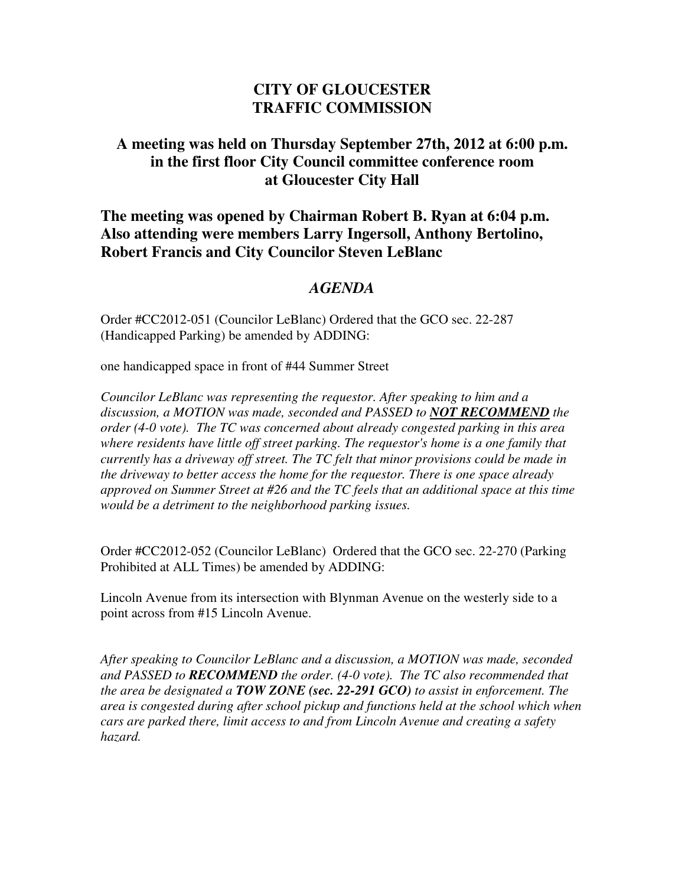# CITY OF GLOUCESTER
# TRAFFIC COMMISSION

## A meeting was held on Thursday September 27th, 2012 at 6:00 p.m. in the first floor City Council committee conference room at Gloucester City Hall

## The meeting was opened by Chairman Robert B. Ryan at 6:04 p.m. Also attending were members Larry Ingersoll, Anthony Bertolino, Robert Francis and City Councilor Steven LeBlanc

## *AGENDA*

Order #CC2012-051 (Councilor LeBlanc) Ordered that the GCO sec. 22-287 (Handicapped Parking) be amended by ADDING:

one handicapped space in front of #44 Summer Street

*Councilor LeBlanc was representing the requestor. After speaking to him and a discussion, a MOTION was made, seconded and PASSED to **NOT RECOMMEND** the order (4-0 vote). The TC was concerned about already congested parking in this area where residents have little off street parking. The requestor's home is a one family that currently has a driveway off street. The TC felt that minor provisions could be made in the driveway to better access the home for the requestor. There is one space already approved on Summer Street at #26 and the TC feels that an additional space at this time would be a detriment to the neighborhood parking issues.*

Order #CC2012-052 (Councilor LeBlanc) Ordered that the GCO sec. 22-270 (Parking Prohibited at ALL Times) be amended by ADDING:

Lincoln Avenue from its intersection with Blynman Avenue on the westerly side to a point across from #15 Lincoln Avenue.

*After speaking to Councilor LeBlanc and a discussion, a MOTION was made, seconded and PASSED to **RECOMMEND** the order. (4-0 vote). The TC also recommended that the area be designated a **TOW ZONE (sec. 22-291 GCO)** to assist in enforcement. The area is congested during after school pickup and functions held at the school which when cars are parked there, limit access to and from Lincoln Avenue and creating a safety hazard.*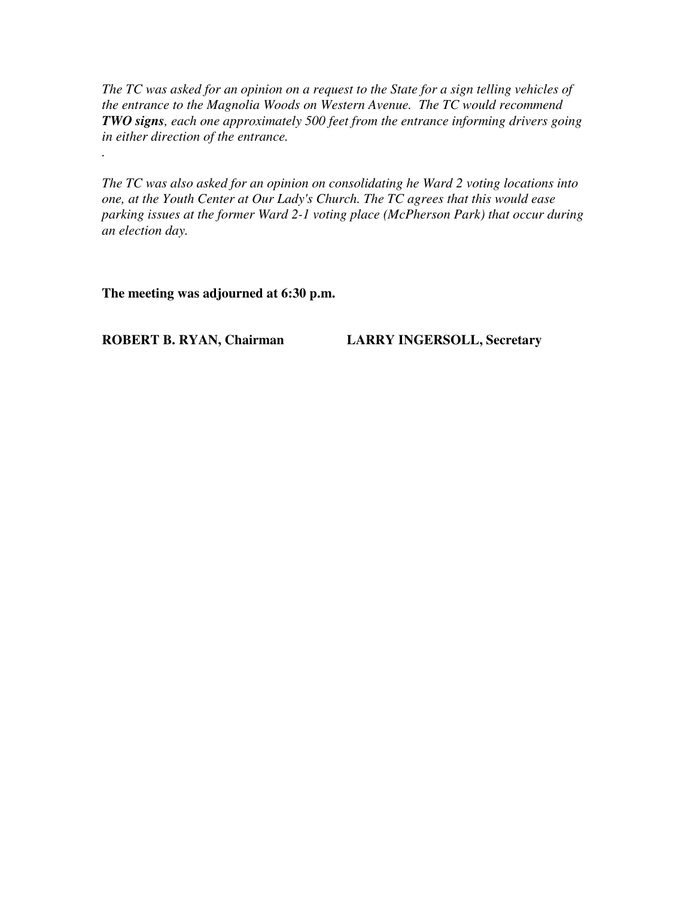*The TC was asked for an opinion on a request to the State for a sign telling vehicles of the entrance to the Magnolia Woods on Western Avenue. The TC would recommend **TWO signs**, each one approximately 500 feet from the entrance informing drivers going in either direction of the entrance.*

.

*The TC was also asked for an opinion on consolidating he Ward 2 voting locations into one, at the Youth Center at Our Lady's Church. The TC agrees that this would ease parking issues at the former Ward 2-1 voting place (McPherson Park) that occur during an election day.*

**The meeting was adjourned at 6:30 p.m.**

**ROBERT B. RYAN, Chairman** **LARRY INGERSOLL, Secretary**